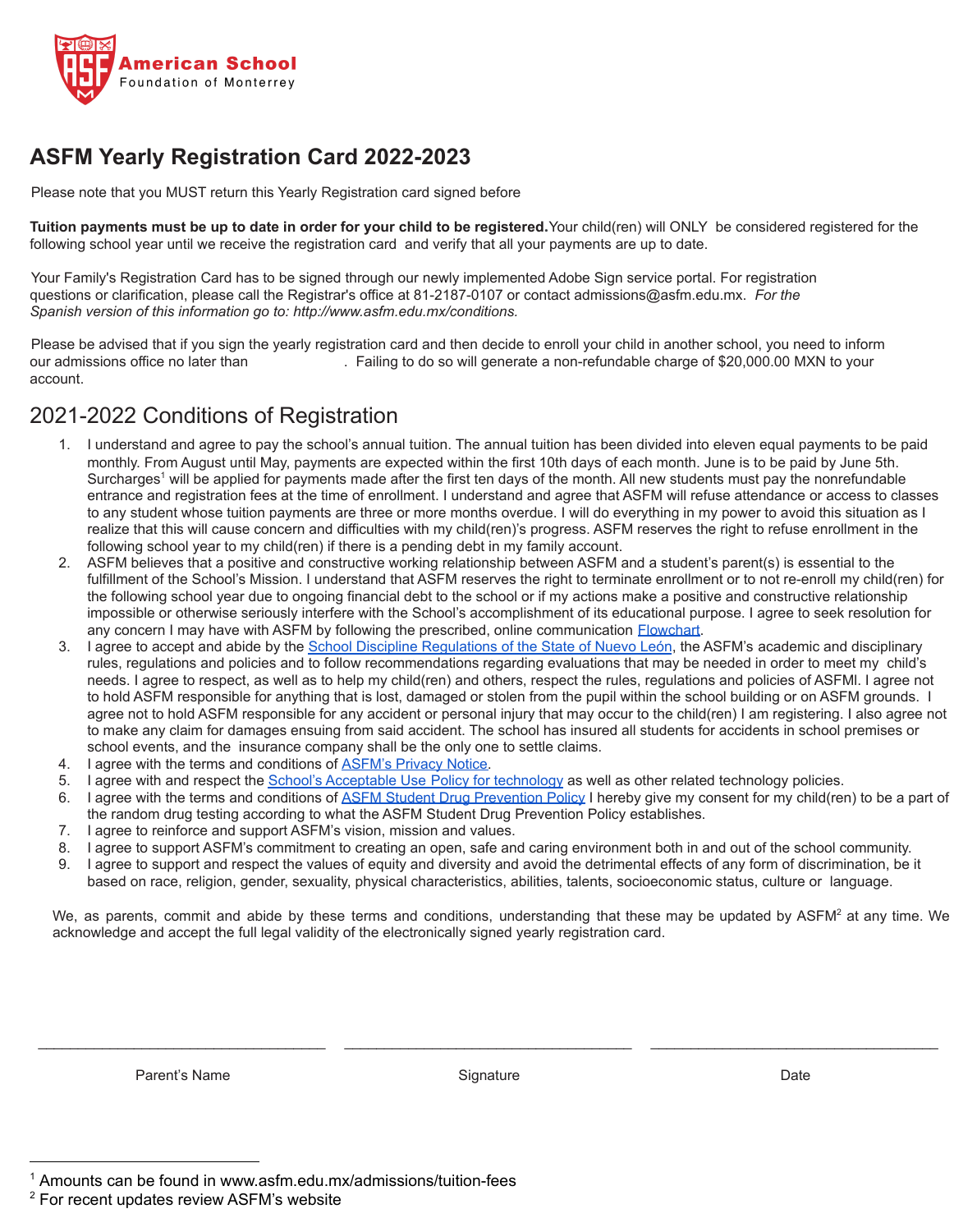American School Foundation of Monterrey

# ASFM Yearly Registration Card 2022-2023

Please note that you MUST return this Yearly Registration card signed before

**Tuition payments must be up to date in order for your child to be registered.** Your child(ren) will ONLY be considered registered for the following school year until we receive the registration card and verify that all your payments are up to date.

Your Family's Registration Card has to be signed through our newly implemented Adobe Sign service portal. For registration questions or clarification, please call the Registrar's office at 81-2187-0107 or contact admissions@asfm.edu.mx. *For the Spanish version of this information go to: http://www.asfm.edu.mx/conditions.*

Please be advised that if you sign the yearly registration card and then decide to enroll your child in another school, you need to inform our admissions office no later than . Failing to do so will generate a non-refundable charge of $20,000.00 MXN to your account.

## 2021-2022 Conditions of Registration

1. I understand and agree to pay the school's annual tuition. The annual tuition has been divided into eleven equal payments to be paid monthly. From August until May, payments are expected within the first 10th days of each month. June is to be paid by June 5th. Surcharges[1] will be applied for payments made after the first ten days of the month. All new students must pay the nonrefundable entrance and registration fees at the time of enrollment. I understand and agree that ASFM will refuse attendance or access to classes to any student whose tuition payments are three or more months overdue. I will do everything in my power to avoid this situation as I realize that this will cause concern and difficulties with my child(ren)'s progress. ASFM reserves the right to refuse enrollment in the following school year to my child(ren) if there is a pending debt in my family account.
2. ASFM believes that a positive and constructive working relationship between ASFM and a student's parent(s) is essential to the fulfillment of the School's Mission. I understand that ASFM reserves the right to terminate enrollment or to not re-enroll my child(ren) for the following school year due to ongoing financial debt to the school or if my actions make a positive and constructive relationship impossible or otherwise seriously interfere with the School's accomplishment of its educational purpose. I agree to seek resolution for any concern I may have with ASFM by following the prescribed, online communication Flowchart.
3. I agree to accept and abide by the School Discipline Regulations of the State of Nuevo León, the ASFM's academic and disciplinary rules, regulations and policies and to follow recommendations regarding evaluations that may be needed in order to meet my child's needs. I agree to respect, as well as to help my child(ren) and others, respect the rules, regulations and policies of ASFMI. I agree not to hold ASFM responsible for anything that is lost, damaged or stolen from the pupil within the school building or on ASFM grounds. I agree not to hold ASFM responsible for any accident or personal injury that may occur to the child(ren) I am registering. I also agree not to make any claim for damages ensuing from said accident. The school has insured all students for accidents in school premises or school events, and the insurance company shall be the only one to settle claims.
4. I agree with the terms and conditions of ASFM's Privacy Notice.
5. I agree with and respect the School's Acceptable Use Policy for technology as well as other related technology policies.
6. I agree with the terms and conditions of ASFM Student Drug Prevention Policy I hereby give my consent for my child(ren) to be a part of the random drug testing according to what the ASFM Student Drug Prevention Policy establishes.
7. I agree to reinforce and support ASFM's vision, mission and values.
8. I agree to support ASFM's commitment to creating an open, safe and caring environment both in and out of the school community.
9. I agree to support and respect the values of equity and diversity and avoid the detrimental effects of any form of discrimination, be it based on race, religion, gender, sexuality, physical characteristics, abilities, talents, socioeconomic status, culture or language.

We, as parents, commit and abide by these terms and conditions, understanding that these may be updated by ASFM[2] at any time. We acknowledge and accept the full legal validity of the electronically signed yearly registration card.

| ____________________ | ____________________ | ____________________ |
|---|---|---|
| Parent's Name | Signature | Date |

[1] Amounts can be found in www.asfm.edu.mx/admissions/tuition-fees

[2] For recent updates review ASFM's website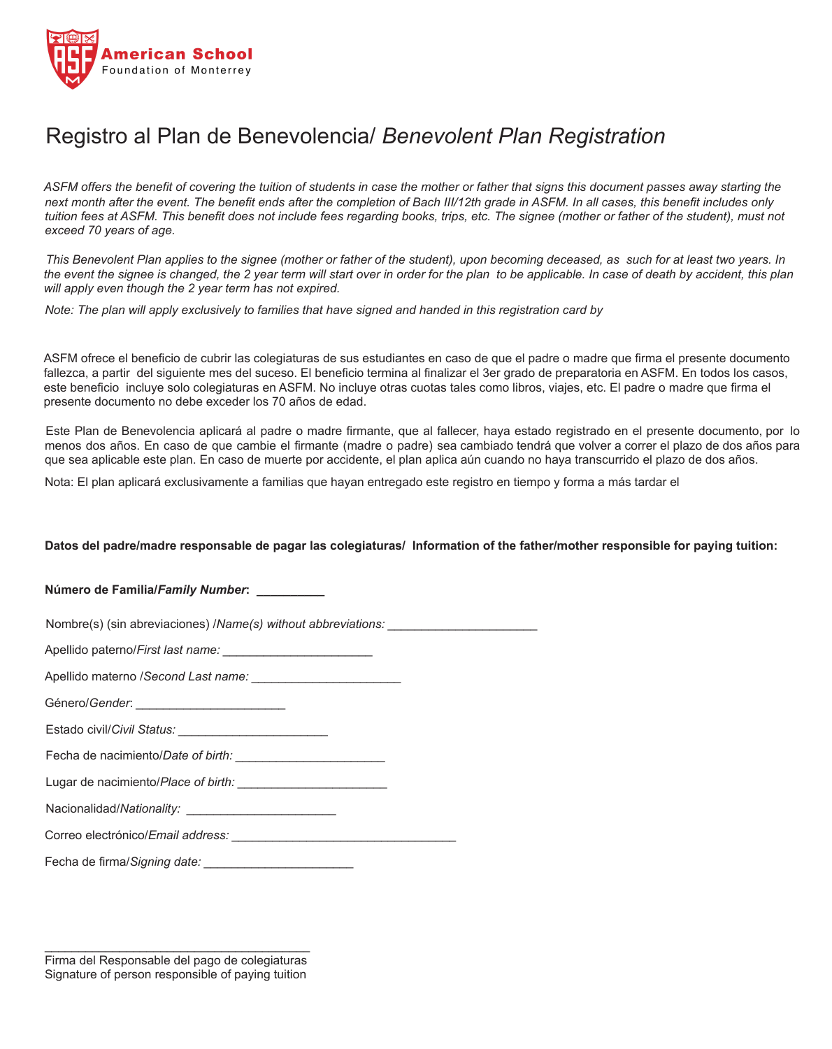**American School** Foundation of Monterrey

# Registro al Plan de Benevolencia/ *Benevolent Plan Registration*

*ASFM offers the benefit of covering the tuition of students in case the mother or father that signs this document passes away starting the next month after the event. The benefit ends after the completion of Bach III/12th grade in ASFM. In all cases, this benefit includes only tuition fees at ASFM. This benefit does not include fees regarding books, trips, etc. The signee (mother or father of the student), must not exceed 70 years of age.*

*This Benevolent Plan applies to the signee (mother or father of the student), upon becoming deceased, as such for at least two years. In the event the signee is changed, the 2 year term will start over in order for the plan to be applicable. In case of death by accident, this plan will apply even though the 2 year term has not expired.*

*Note: The plan will apply exclusively to families that have signed and handed in this registration card by*

ASFM ofrece el beneficio de cubrir las colegiaturas de sus estudiantes en caso de que el padre o madre que firma el presente documento fallezca, a partir del siguiente mes del suceso. El beneficio termina al finalizar el 3er grado de preparatoria en ASFM. En todos los casos, este beneficio incluye solo colegiaturas en ASFM. No incluye otras cuotas tales como libros, viajes, etc. El padre o madre que firma el presente documento no debe exceder los 70 años de edad.

Este Plan de Benevolencia aplicará al padre o madre firmante, que al fallecer, haya estado registrado en el presente documento, por lo menos dos años. En caso de que cambie el firmante (madre o padre) sea cambiado tendrá que volver a correr el plazo de dos años para que sea aplicable este plan. En caso de muerte por accidente, el plan aplica aún cuando no haya transcurrido el plazo de dos años.

Nota: El plan aplicará exclusivamente a familias que hayan entregado este registro en tiempo y forma a más tardar el

**Datos del padre/madre responsable de pagar las colegiaturas/ Information of the father/mother responsible for paying tuition:**

**Número de Familia/*Family Number*:** __________

Nombre(s) (sin abreviaciones) /*Name(s) without abbreviations:* ______________________

Apellido paterno/*First last name:* ______________________

Apellido materno /*Second Last name:* ______________________

Género/*Gender*: ______________________

Estado civil/*Civil Status:* ______________________

Fecha de nacimiento/*Date of birth:* ______________________

Lugar de nacimiento/*Place of birth:* ______________________

Nacionalidad/*Nationality:* ______________________

Correo electrónico/*Email address:* __________________________________

Fecha de firma/*Signing date:* ______________________

________________________________________

Firma del Responsable del pago de colegiaturas
Signature of person responsible of paying tuition